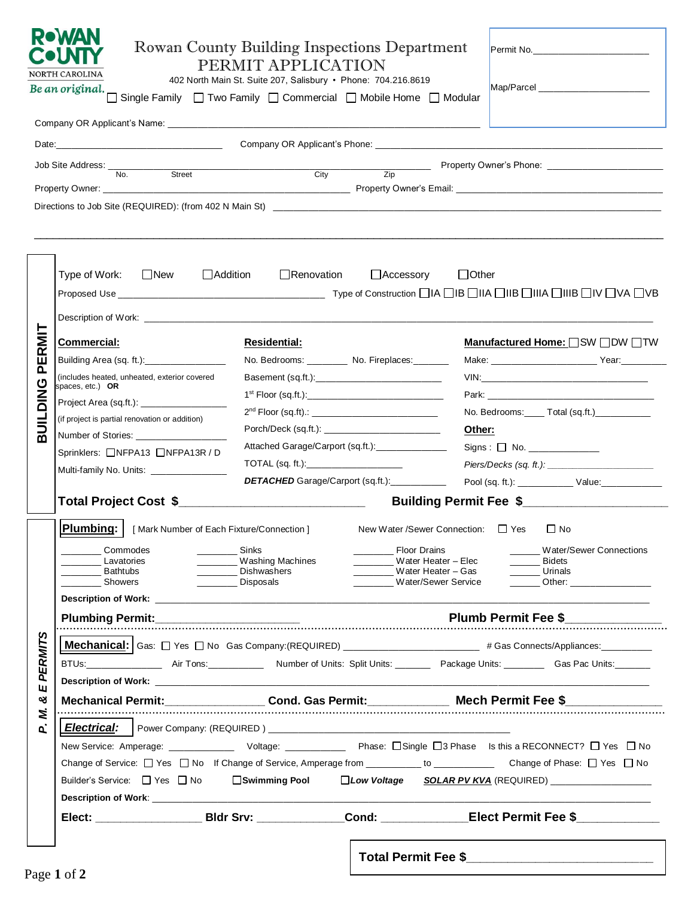ROWAN COUNTY
NORTH CAROLINA
*Be an original.*

# Rowan County Building Inspections Department
## PERMIT APPLICATION

402 North Main St. Suite 207, Salisbury • Phone: 704.216.8619

☐ Single Family ☐ Two Family ☐ Commercial ☐ Mobile Home ☐ Modular

Permit No.______________________

Map/Parcel ______________________

Company OR Applicant's Name: ______________________________________________________________

Date:________________________________ Company OR Applicant's Phone: ______________________________________

Job Site Address: ______________________________________________ (No. Street City Zip) Property Owner's Phone: ______________________

Property Owner: ____________________________________________ Property Owner's Email: ______________________________________

Directions to Job Site (REQUIRED): (from 402 N Main St) ______________________________________________________________

______________________________________________________________________________________________

## BUILDING PERMIT

Type of Work: ☐New ☐Addition ☐Renovation ☐Accessory ☐Other

Proposed Use ________________________________________ Type of Construction ☐IA ☐IB ☐IIA ☐IIB ☐IIIA ☐IIIB ☐IV ☐VA ☐VB

Description of Work: ______________________________________________________________________________________

**Commercial:**

Building Area (sq. ft.):_______________

(includes heated, unheated, exterior covered spaces, etc.) **OR**

Project Area (sq.ft.): _______________

(if project is partial renovation or addition)

Number of Stories: _______________

Sprinklers: ☐NFPA13 ☐NFPA13R / D

Multi-family No. Units: _______________

**Residential:**

No. Bedrooms: ________ No. Fireplaces:_______

Basement (sq.ft.):_________________________

1st Floor (sq.ft.):_________________________

2nd Floor (sq.ft.).: _________________________

Porch/Deck (sq.ft.): _______________________

Attached Garage/Carport (sq.ft.):______________

TOTAL (sq. ft.):___________________

***DETACHED*** Garage/Carport (sq.ft.):___________

**Manufactured Home:** ☐SW ☐DW ☐TW

Make: ____________________ Year:_________

VIN:__________________________________

Park: ____________________________________

No. Bedrooms:____ Total (sq.ft.)___________

**Other:**

Signs : ☐ No. ______________

*Piers/Decks (sq. ft.):* _____________________

Pool (sq. ft.): ___________ Value:____________

**Total Project Cost $**_______________________________ **Building Permit Fee $**______________________

## P. M. & E PERMITS

**Plumbing:** [ Mark Number of Each Fixture/Connection ] New Water /Sewer Connection: ☐ Yes ☐ No

| | | | |
|---|---|---|---|
| ________ Commodes | ________ Sinks | ________ Floor Drains | ______ Water/Sewer Connections |
| ________ Lavatories | ________ Washing Machines | ________ Water Heater – Elec | ______ Bidets |
| ________ Bathtubs | ________ Dishwashers | ________ Water Heater – Gas | ______ Urinals |
| ________ Showers | ________ Disposals | ________ Water/Sewer Service | ______ Other: ________________ |

**Description of Work:** ______________________________________________________________________________

**Plumbing Permit:**________________________ **Plumb Permit Fee $**_______________

**Mechanical:** Gas: ☐ Yes ☐ No Gas Company:(REQUIRED) _________________________ # Gas Connects/Appliances:__________

BTUs:_______________ Air Tons:___________ Number of Units: Split Units: _______ Package Units: ________ Gas Pac Units:_______

**Description of Work:** ______________________________________________________________________________

**Mechanical Permit:**________________ **Cond. Gas Permit:**_____________ **Mech Permit Fee $**_______________

***Electrical:*** Power Company: (REQUIRED ) _____________________________________________

New Service: Amperage: ____________ Voltage: ___________ Phase: ☐Single ☐3 Phase Is this a RECONNECT? ☐ Yes ☐ No

Change of Service: ☐ Yes ☐ No If Change of Service, Amperage from __________ to ___________ Change of Phase: ☐ Yes ☐ No

Builder's Service: ☐ Yes ☐ No **☐Swimming Pool** ***☐Low Voltage*** ***SOLAR PV KVA*** (REQUIRED) ____________________

**Description of Work**: ______________________________________________________________________________

**Elect:** __________________ **Bldr Srv:** ______________ **Cond:** ______________ **Elect Permit Fee $**_____________

**Total Permit Fee $**____________________________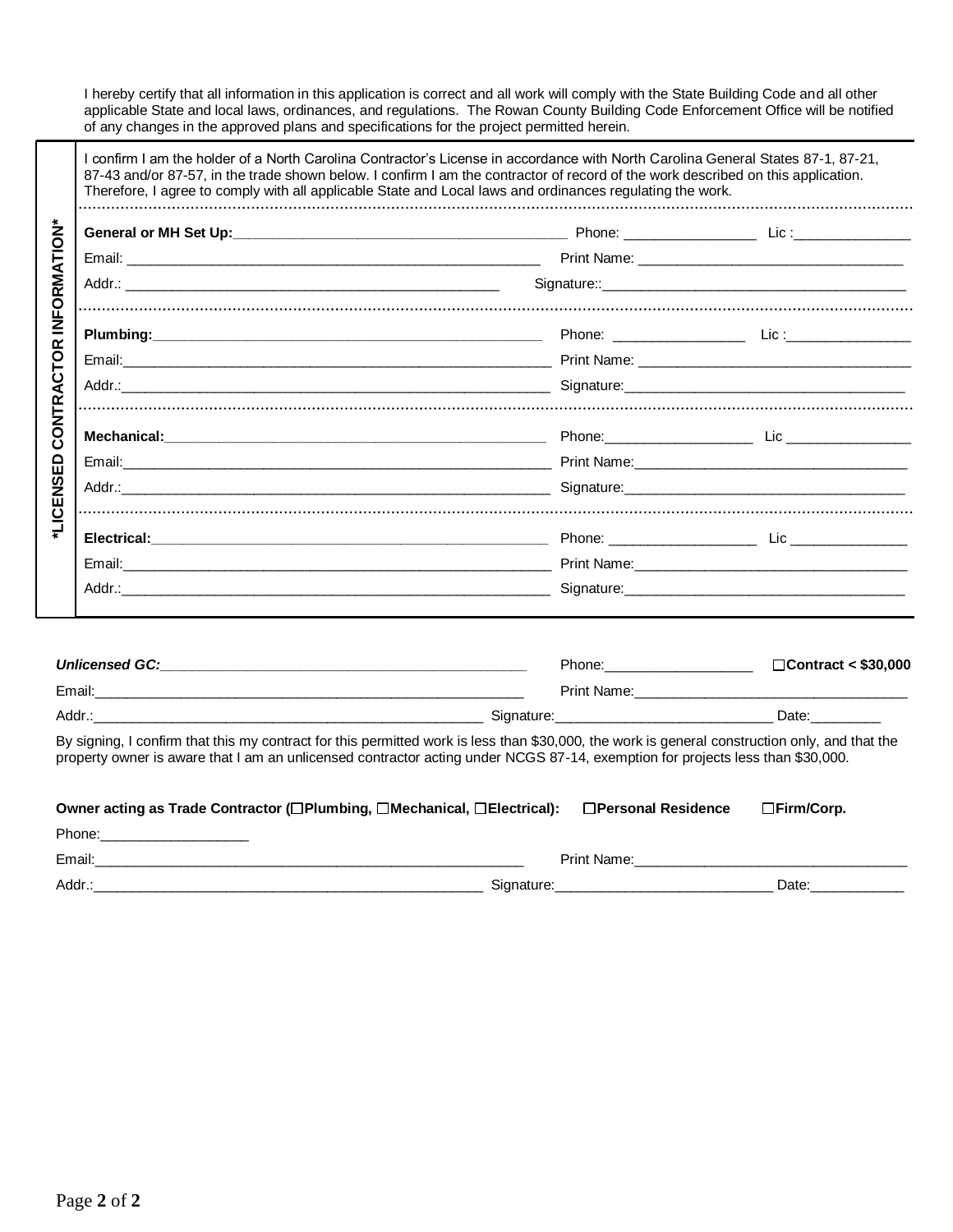I hereby certify that all information in this application is correct and all work will comply with the State Building Code and all other applicable State and local laws, ordinances, and regulations. The Rowan County Building Code Enforcement Office will be notified of any changes in the approved plans and specifications for the project permitted herein.

## *LICENSED CONTRACTOR INFORMATION*

I confirm I am the holder of a North Carolina Contractor's License in accordance with North Carolina General States 87-1, 87-21, 87-43 and/or 87-57, in the trade shown below. I confirm I am the contractor of record of the work described on this application. Therefore, I agree to comply with all applicable State and Local laws and ordinances regulating the work.

**General or MH Set Up:**\_\_\_\_\_\_\_\_\_\_\_\_\_\_\_\_\_\_\_\_ Phone: \_\_\_\_\_\_\_\_\_\_ Lic :\_\_\_\_\_\_\_\_\_\_

Email: \_\_\_\_\_\_\_\_\_\_\_\_\_\_\_\_\_\_\_\_ Print Name: \_\_\_\_\_\_\_\_\_\_\_\_\_\_\_\_\_\_\_\_

Addr.: \_\_\_\_\_\_\_\_\_\_\_\_\_\_\_\_\_\_\_\_ Signature::\_\_\_\_\_\_\_\_\_\_\_\_\_\_\_\_\_\_\_\_

**Plumbing:**\_\_\_\_\_\_\_\_\_\_\_\_\_\_\_\_\_\_\_\_ Phone: \_\_\_\_\_\_\_\_\_\_ Lic :\_\_\_\_\_\_\_\_\_\_

Email:\_\_\_\_\_\_\_\_\_\_\_\_\_\_\_\_\_\_\_\_ Print Name: \_\_\_\_\_\_\_\_\_\_\_\_\_\_\_\_\_\_\_\_

Addr.:\_\_\_\_\_\_\_\_\_\_\_\_\_\_\_\_\_\_\_\_ Signature:\_\_\_\_\_\_\_\_\_\_\_\_\_\_\_\_\_\_\_\_

**Mechanical:**\_\_\_\_\_\_\_\_\_\_\_\_\_\_\_\_\_\_\_\_ Phone:\_\_\_\_\_\_\_\_\_\_ Lic \_\_\_\_\_\_\_\_\_\_

Email:\_\_\_\_\_\_\_\_\_\_\_\_\_\_\_\_\_\_\_\_ Print Name:\_\_\_\_\_\_\_\_\_\_\_\_\_\_\_\_\_\_\_\_

Addr.:\_\_\_\_\_\_\_\_\_\_\_\_\_\_\_\_\_\_\_\_ Signature:\_\_\_\_\_\_\_\_\_\_\_\_\_\_\_\_\_\_\_\_

**Electrical:**\_\_\_\_\_\_\_\_\_\_\_\_\_\_\_\_\_\_\_\_ Phone: \_\_\_\_\_\_\_\_\_\_ Lic \_\_\_\_\_\_\_\_\_\_

Email:\_\_\_\_\_\_\_\_\_\_\_\_\_\_\_\_\_\_\_\_ Print Name:\_\_\_\_\_\_\_\_\_\_\_\_\_\_\_\_\_\_\_\_

Addr.:\_\_\_\_\_\_\_\_\_\_\_\_\_\_\_\_\_\_\_\_ Signature:\_\_\_\_\_\_\_\_\_\_\_\_\_\_\_\_\_\_\_\_

***Unlicensed GC:***\_\_\_\_\_\_\_\_\_\_\_\_\_\_\_\_\_\_\_\_ Phone:\_\_\_\_\_\_\_\_\_\_ ☐**Contract < $30,000**

Email:\_\_\_\_\_\_\_\_\_\_\_\_\_\_\_\_\_\_\_\_ Print Name:\_\_\_\_\_\_\_\_\_\_\_\_\_\_\_\_\_\_\_\_

Addr.:\_\_\_\_\_\_\_\_\_\_\_\_\_\_\_\_\_\_\_\_ Signature:\_\_\_\_\_\_\_\_\_\_\_\_\_\_\_\_\_\_\_\_ Date:\_\_\_\_\_\_\_\_\_\_

By signing, I confirm that this my contract for this permitted work is less than $30,000, the work is general construction only, and that the property owner is aware that I am an unlicensed contractor acting under NCGS 87-14, exemption for projects less than $30,000.

**Owner acting as Trade Contractor (☐Plumbing, ☐Mechanical, ☐Electrical):** ☐**Personal Residence** ☐**Firm/Corp.**

Phone:\_\_\_\_\_\_\_\_\_\_

Email:\_\_\_\_\_\_\_\_\_\_\_\_\_\_\_\_\_\_\_\_ Print Name:\_\_\_\_\_\_\_\_\_\_\_\_\_\_\_\_\_\_\_\_

Addr.:\_\_\_\_\_\_\_\_\_\_\_\_\_\_\_\_\_\_\_\_ Signature:\_\_\_\_\_\_\_\_\_\_\_\_\_\_\_\_\_\_\_\_ Date:\_\_\_\_\_\_\_\_\_\_